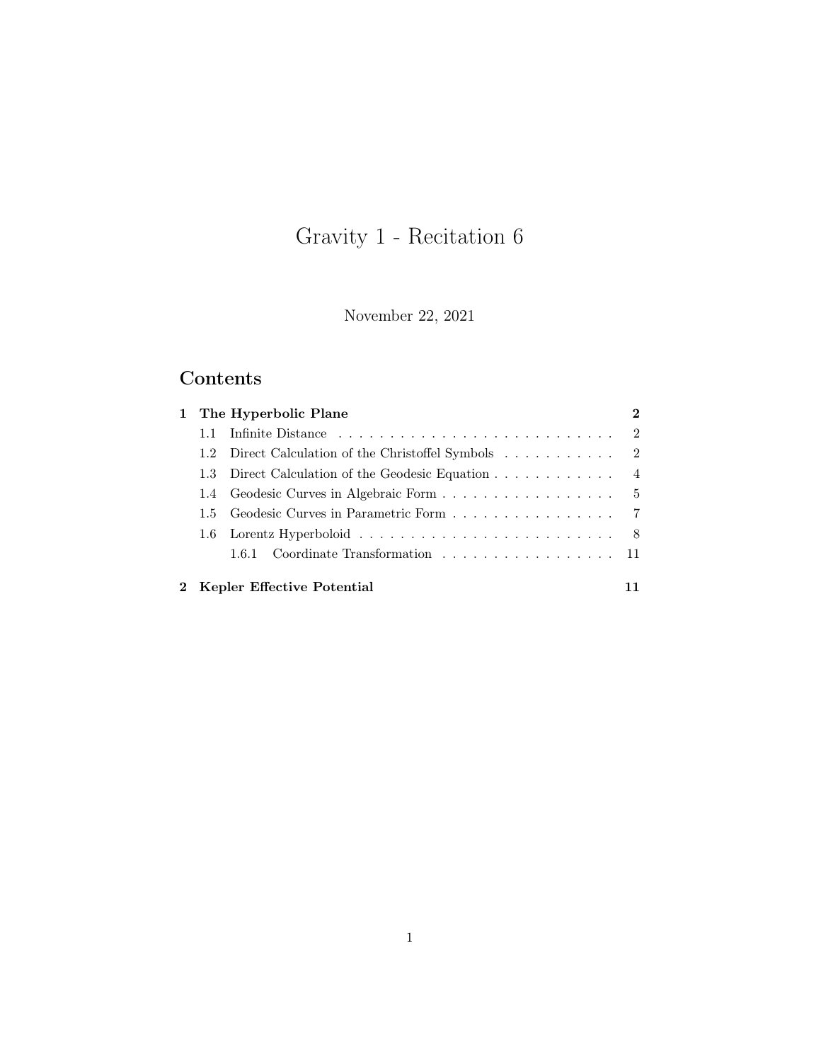# Gravity 1 - Recitation 6

November 22, 2021

## Contents

- **1 The Hyperbolic Plane** — **2**
  - 1.1 Infinite Distance — 2
  - 1.2 Direct Calculation of the Christoffel Symbols — 2
  - 1.3 Direct Calculation of the Geodesic Equation — 4
  - 1.4 Geodesic Curves in Algebraic Form — 5
  - 1.5 Geodesic Curves in Parametric Form — 7
  - 1.6 Lorentz Hyperboloid — 8
    - 1.6.1 Coordinate Transformation — 11
- **2 Kepler Effective Potential** — **11**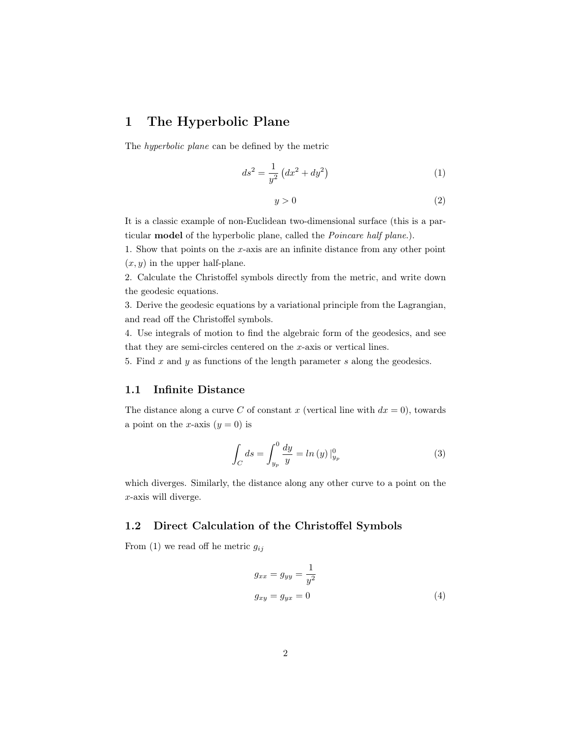# 1 The Hyperbolic Plane

The *hyperbolic plane* can be defined by the metric

$$ds^2 = \frac{1}{y^2}\left(dx^2 + dy^2\right) \tag{1}$$

$$y > 0 \tag{2}$$

It is a classic example of non-Euclidean two-dimensional surface (this is a particular **model** of the hyperbolic plane, called the *Poincare half plane.*).

1. Show that points on the $x$-axis are an infinite distance from any other point $(x, y)$ in the upper half-plane.

2. Calculate the Christoffel symbols directly from the metric, and write down the geodesic equations.

3. Derive the geodesic equations by a variational principle from the Lagrangian, and read off the Christoffel symbols.

4. Use integrals of motion to find the algebraic form of the geodesics, and see that they are semi-circles centered on the $x$-axis or vertical lines.

5. Find $x$ and $y$ as functions of the length parameter $s$ along the geodesics.

## 1.1 Infinite Distance

The distance along a curve $C$ of constant $x$ (vertical line with $dx = 0$), towards a point on the $x$-axis ($y = 0$) is

$$\int_C ds = \int_{y_p}^{0} \frac{dy}{y} = ln\,(y)\,|_{y_p}^{0} \tag{3}$$

which diverges. Similarly, the distance along any other curve to a point on the $x$-axis will diverge.

## 1.2 Direct Calculation of the Christoffel Symbols

From (1) we read off he metric $g_{ij}$

$$\begin{aligned} g_{xx} = g_{yy} &= \frac{1}{y^2} \\ g_{xy} = g_{yx} &= 0 \end{aligned} \tag{4}$$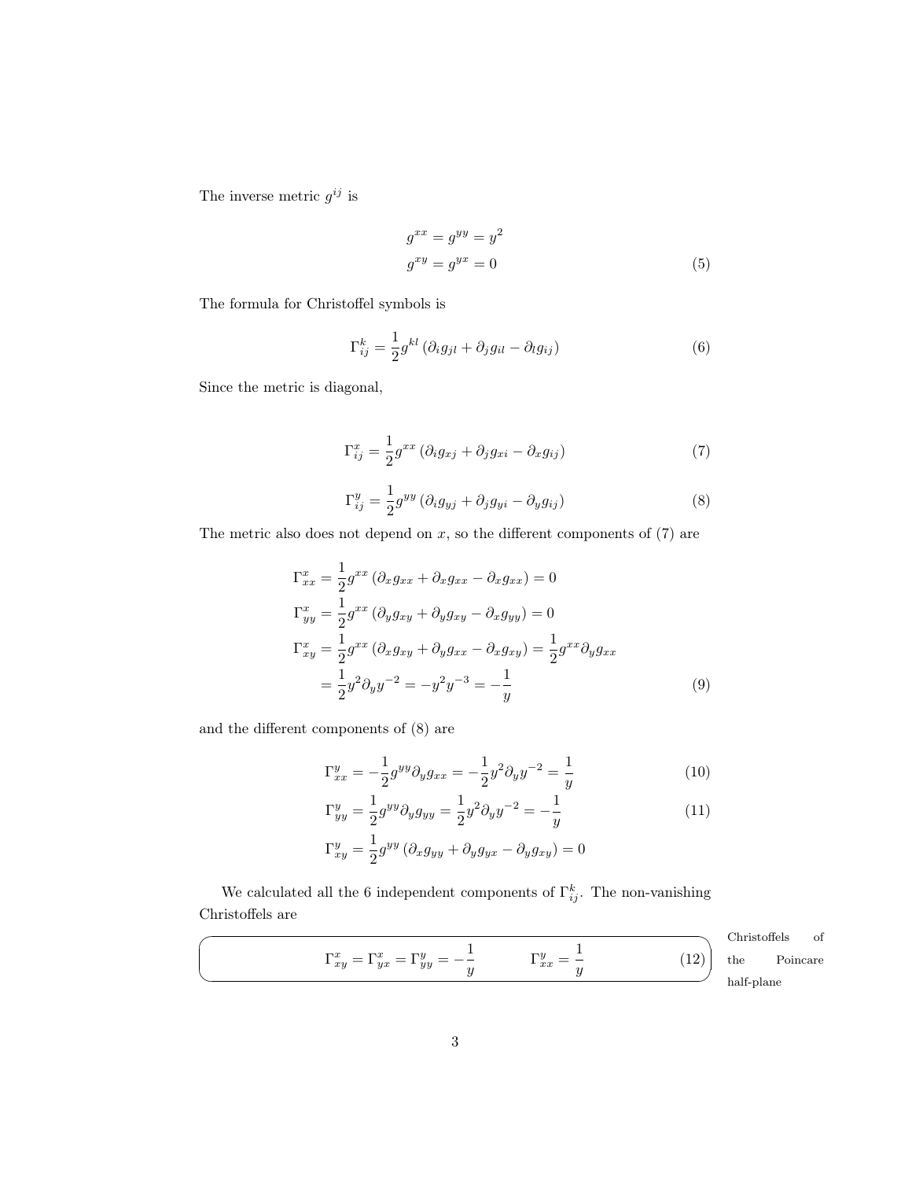The inverse metric $g^{ij}$ is

$$
\begin{aligned}
g^{xx} &= g^{yy} = y^2 \\
g^{xy} &= g^{yx} = 0
\end{aligned}
\tag{5}
$$

The formula for Christoffel symbols is

$$
\Gamma^k_{ij} = \frac{1}{2} g^{kl} \left( \partial_i g_{jl} + \partial_j g_{il} - \partial_l g_{ij} \right) \tag{6}
$$

Since the metric is diagonal,

$$
\Gamma^x_{ij} = \frac{1}{2} g^{xx} \left( \partial_i g_{xj} + \partial_j g_{xi} - \partial_x g_{ij} \right) \tag{7}
$$

$$
\Gamma^y_{ij} = \frac{1}{2} g^{yy} \left( \partial_i g_{yj} + \partial_j g_{yi} - \partial_y g_{ij} \right) \tag{8}
$$

The metric also does not depend on $x$, so the different components of (7) are

$$
\begin{aligned}
\Gamma^x_{xx} &= \frac{1}{2} g^{xx} \left( \partial_x g_{xx} + \partial_x g_{xx} - \partial_x g_{xx} \right) = 0 \\
\Gamma^x_{yy} &= \frac{1}{2} g^{xx} \left( \partial_y g_{xy} + \partial_y g_{xy} - \partial_x g_{yy} \right) = 0 \\
\Gamma^x_{xy} &= \frac{1}{2} g^{xx} \left( \partial_x g_{xy} + \partial_y g_{xx} - \partial_x g_{xy} \right) = \frac{1}{2} g^{xx} \partial_y g_{xx} \\
&= \frac{1}{2} y^2 \partial_y y^{-2} = -y^2 y^{-3} = -\frac{1}{y}
\end{aligned}
\tag{9}
$$

and the different components of (8) are

$$
\Gamma^y_{xx} = -\frac{1}{2} g^{yy} \partial_y g_{xx} = -\frac{1}{2} y^2 \partial_y y^{-2} = \frac{1}{y} \tag{10}
$$

$$
\Gamma^y_{yy} = \frac{1}{2} g^{yy} \partial_y g_{yy} = \frac{1}{2} y^2 \partial_y y^{-2} = -\frac{1}{y} \tag{11}
$$

$$
\Gamma^y_{xy} = \frac{1}{2} g^{yy} \left( \partial_x g_{yy} + \partial_y g_{yx} - \partial_y g_{xy} \right) = 0
$$

We calculated all the 6 independent components of $\Gamma^k_{ij}$. The non-vanishing Christoffels are

$$
\Gamma^x_{xy} = \Gamma^x_{yx} = \Gamma^y_{yy} = -\frac{1}{y} \qquad \qquad \Gamma^y_{xx} = \frac{1}{y} \tag{12}
$$

Christoffels of the Poincare half-plane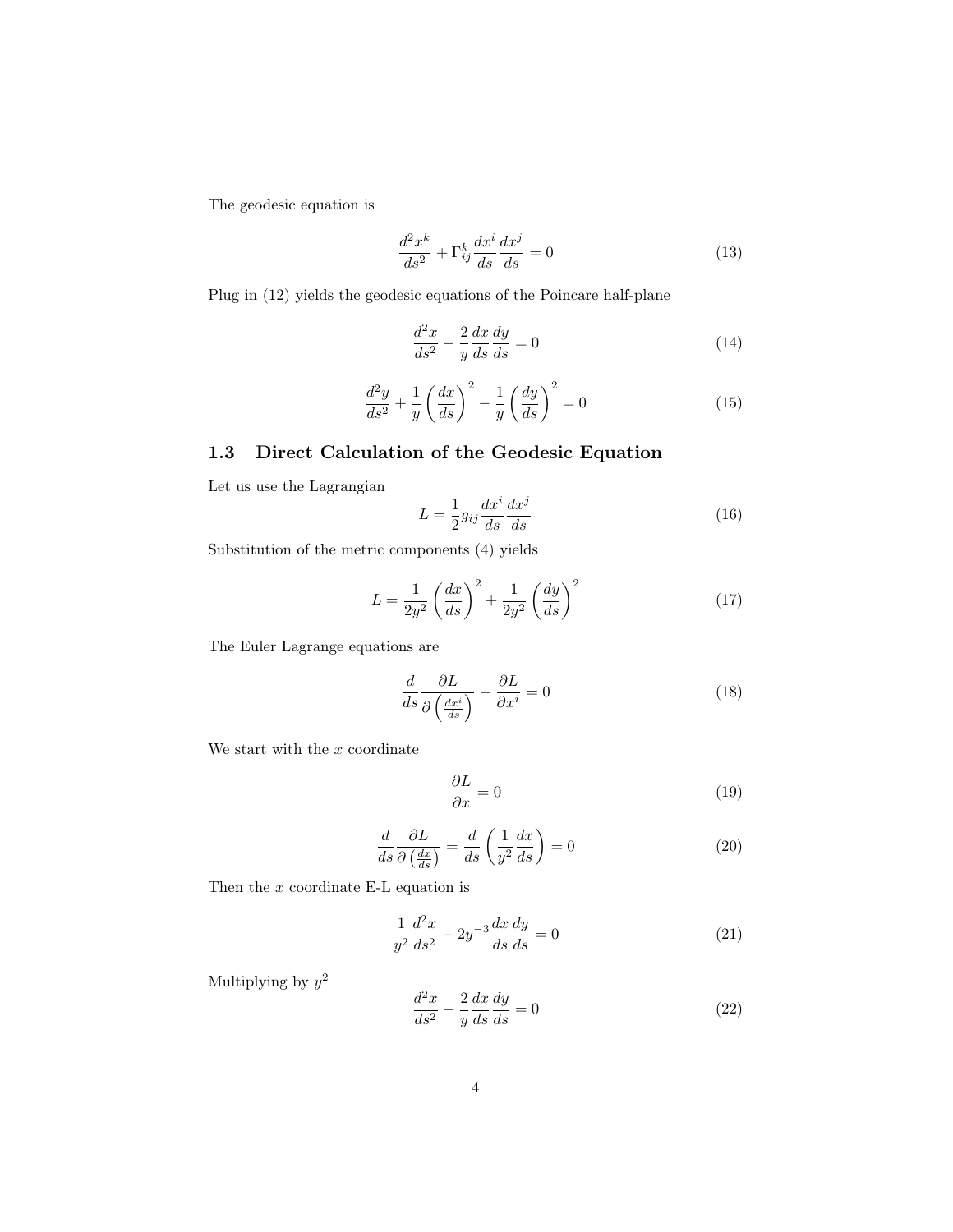The geodesic equation is

$$\frac{d^2x^k}{ds^2} + \Gamma^k_{ij}\frac{dx^i}{ds}\frac{dx^j}{ds} = 0 \tag{13}$$

Plug in (12) yields the geodesic equations of the Poincare half-plane

$$\frac{d^2x}{ds^2} - \frac{2}{y}\frac{dx}{ds}\frac{dy}{ds} = 0 \tag{14}$$

$$\frac{d^2y}{ds^2} + \frac{1}{y}\left(\frac{dx}{ds}\right)^2 - \frac{1}{y}\left(\frac{dy}{ds}\right)^2 = 0 \tag{15}$$

### 1.3 Direct Calculation of the Geodesic Equation

Let us use the Lagrangian

$$L = \frac{1}{2}g_{ij}\frac{dx^i}{ds}\frac{dx^j}{ds} \tag{16}$$

Substitution of the metric components (4) yields

$$L = \frac{1}{2y^2}\left(\frac{dx}{ds}\right)^2 + \frac{1}{2y^2}\left(\frac{dy}{ds}\right)^2 \tag{17}$$

The Euler Lagrange equations are

$$\frac{d}{ds}\frac{\partial L}{\partial\left(\frac{dx^i}{ds}\right)} - \frac{\partial L}{\partial x^i} = 0 \tag{18}$$

We start with the $x$ coordinate

$$\frac{\partial L}{\partial x} = 0 \tag{19}$$

$$\frac{d}{ds}\frac{\partial L}{\partial\left(\frac{dx}{ds}\right)} = \frac{d}{ds}\left(\frac{1}{y^2}\frac{dx}{ds}\right) = 0 \tag{20}$$

Then the $x$ coordinate E-L equation is

$$\frac{1}{y^2}\frac{d^2x}{ds^2} - 2y^{-3}\frac{dx}{ds}\frac{dy}{ds} = 0 \tag{21}$$

Multiplying by $y^2$

$$\frac{d^2x}{ds^2} - \frac{2}{y}\frac{dx}{ds}\frac{dy}{ds} = 0 \tag{22}$$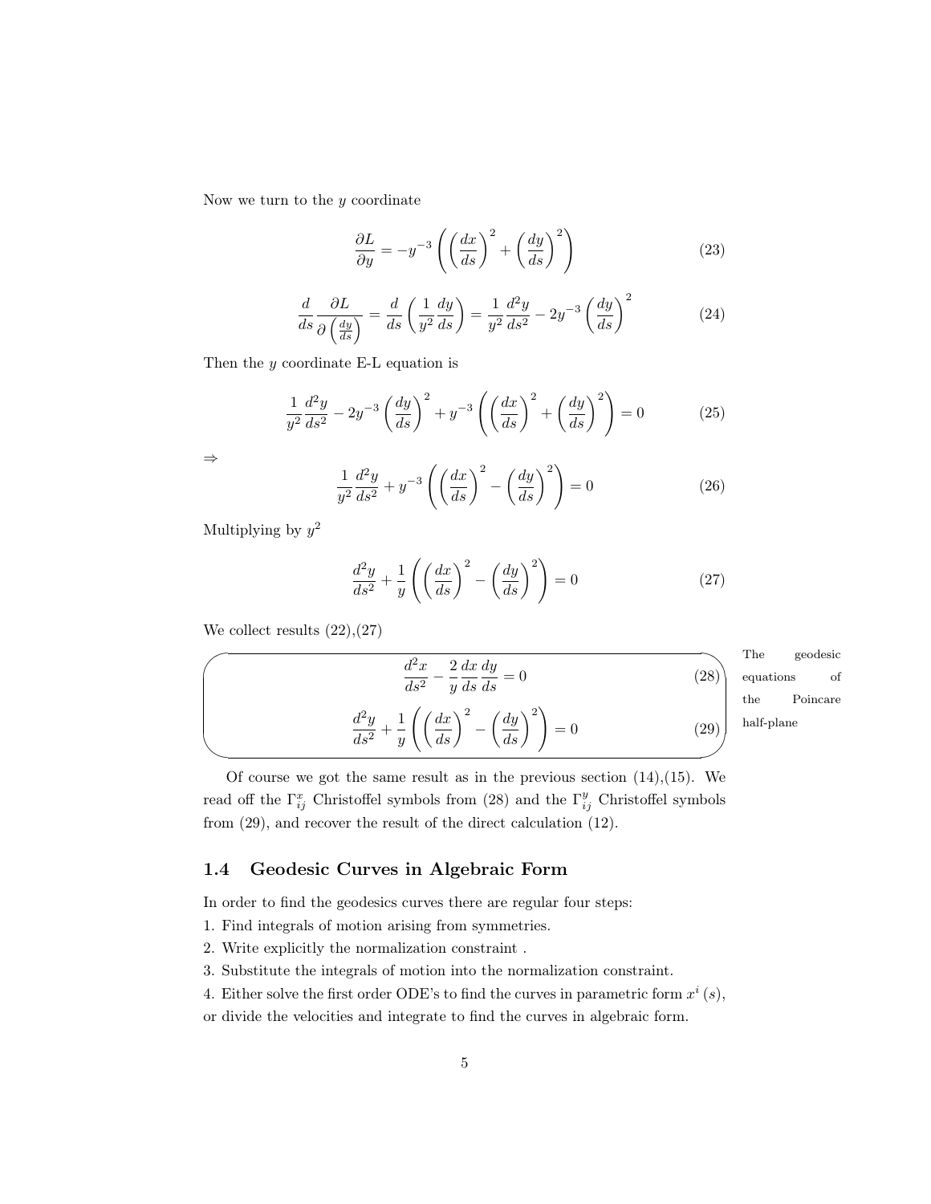Now we turn to the $y$ coordinate

$$\frac{\partial L}{\partial y} = -y^{-3}\left(\left(\frac{dx}{ds}\right)^2 + \left(\frac{dy}{ds}\right)^2\right) \tag{23}$$

$$\frac{d}{ds}\frac{\partial L}{\partial\left(\frac{dy}{ds}\right)} = \frac{d}{ds}\left(\frac{1}{y^2}\frac{dy}{ds}\right) = \frac{1}{y^2}\frac{d^2y}{ds^2} - 2y^{-3}\left(\frac{dy}{ds}\right)^2 \tag{24}$$

Then the $y$ coordinate E-L equation is

$$\frac{1}{y^2}\frac{d^2y}{ds^2} - 2y^{-3}\left(\frac{dy}{ds}\right)^2 + y^{-3}\left(\left(\frac{dx}{ds}\right)^2 + \left(\frac{dy}{ds}\right)^2\right) = 0 \tag{25}$$

$\Rightarrow$

$$\frac{1}{y^2}\frac{d^2y}{ds^2} + y^{-3}\left(\left(\frac{dx}{ds}\right)^2 - \left(\frac{dy}{ds}\right)^2\right) = 0 \tag{26}$$

Multiplying by $y^2$

$$\frac{d^2y}{ds^2} + \frac{1}{y}\left(\left(\frac{dx}{ds}\right)^2 - \left(\frac{dy}{ds}\right)^2\right) = 0 \tag{27}$$

We collect results (22),(27)

$$\frac{d^2x}{ds^2} - \frac{2}{y}\frac{dx}{ds}\frac{dy}{ds} = 0 \tag{28}$$

$$\frac{d^2y}{ds^2} + \frac{1}{y}\left(\left(\frac{dx}{ds}\right)^2 - \left(\frac{dy}{ds}\right)^2\right) = 0 \tag{29}$$

The geodesic equations of the Poincare half-plane

Of course we got the same result as in the previous section (14),(15). We read off the $\Gamma^x_{ij}$ Christoffel symbols from (28) and the $\Gamma^y_{ij}$ Christoffel symbols from (29), and recover the result of the direct calculation (12).

## 1.4 Geodesic Curves in Algebraic Form

In order to find the geodesics curves there are regular four steps:

1. Find integrals of motion arising from symmetries.
2. Write explicitly the normalization constraint .
3. Substitute the integrals of motion into the normalization constraint.
4. Either solve the first order ODE's to find the curves in parametric form $x^i(s)$, or divide the velocities and integrate to find the curves in algebraic form.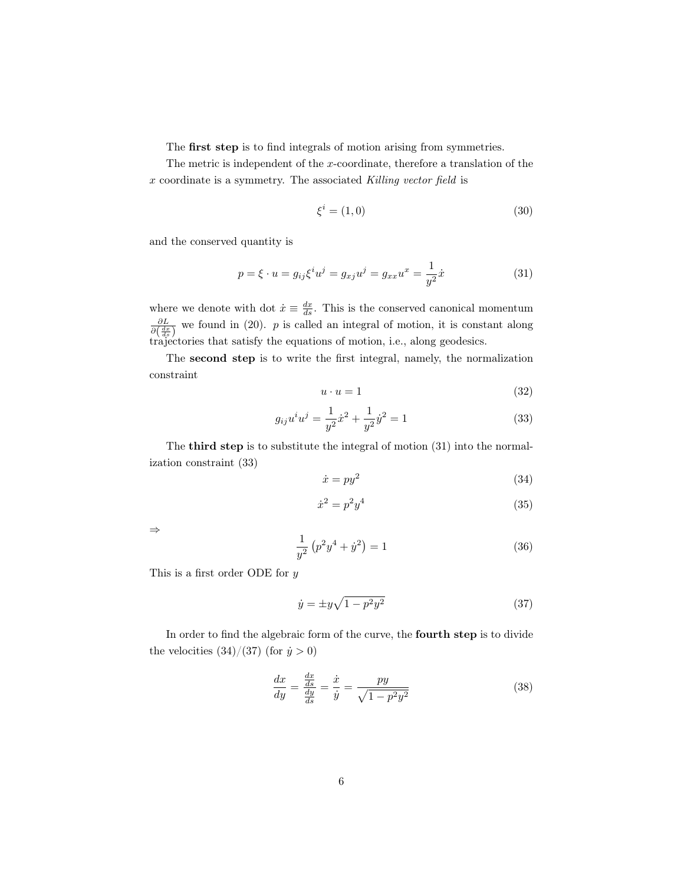The **first step** is to find integrals of motion arising from symmetries.

The metric is independent of the $x$-coordinate, therefore a translation of the $x$ coordinate is a symmetry. The associated *Killing vector field* is

$$\xi^i = (1, 0) \tag{30}$$

and the conserved quantity is

$$p = \xi \cdot u = g_{ij} \xi^i u^j = g_{xj} u^j = g_{xx} u^x = \frac{1}{y^2} \dot{x} \tag{31}$$

where we denote with dot $\dot{x} \equiv \frac{dx}{ds}$. This is the conserved canonical momentum $\frac{\partial L}{\partial \left(\frac{dx}{ds}\right)}$ we found in (20). $p$ is called an integral of motion, it is constant along trajectories that satisfy the equations of motion, i.e., along geodesics.

The **second step** is to write the first integral, namely, the normalization constraint

$$u \cdot u = 1 \tag{32}$$

$$g_{ij} u^i u^j = \frac{1}{y^2} \dot{x}^2 + \frac{1}{y^2} \dot{y}^2 = 1 \tag{33}$$

The **third step** is to substitute the integral of motion (31) into the normalization constraint (33)

$$\dot{x} = p y^2 \tag{34}$$

$$\dot{x}^2 = p^2 y^4 \tag{35}$$

$\Rightarrow$

$$\frac{1}{y^2} \left( p^2 y^4 + \dot{y}^2 \right) = 1 \tag{36}$$

This is a first order ODE for $y$

$$\dot{y} = \pm y \sqrt{1 - p^2 y^2} \tag{37}$$

In order to find the algebraic form of the curve, the **fourth step** is to divide the velocities (34)/(37) (for $\dot{y} > 0$)

$$\frac{dx}{dy} = \frac{\frac{dx}{ds}}{\frac{dy}{ds}} = \frac{\dot{x}}{\dot{y}} = \frac{py}{\sqrt{1 - p^2 y^2}} \tag{38}$$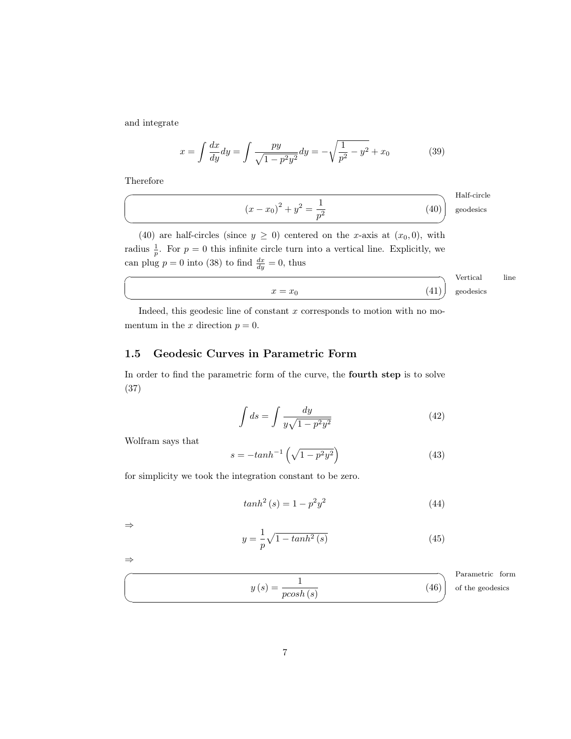and integrate

$$x = \int \frac{dx}{dy} dy = \int \frac{py}{\sqrt{1 - p^2 y^2}} dy = -\sqrt{\frac{1}{p^2} - y^2} + x_0 \tag{39}$$

Therefore

Half-circle geodesics

$$\left(x - x_0\right)^2 + y^2 = \frac{1}{p^2} \tag{40}$$

(40) are half-circles (since $y \geq 0$) centered on the $x$-axis at $(x_0, 0)$, with radius $\frac{1}{p}$. For $p = 0$ this infinite circle turn into a vertical line. Explicitly, we can plug $p = 0$ into (38) to find $\frac{dx}{dy} = 0$, thus

Vertical line geodesics

$$x = x_0 \tag{41}$$

Indeed, this geodesic line of constant $x$ corresponds to motion with no momentum in the $x$ direction $p = 0$.

## 1.5 Geodesic Curves in Parametric Form

In order to find the parametric form of the curve, the **fourth step** is to solve (37)

$$\int ds = \int \frac{dy}{y\sqrt{1 - p^2 y^2}} \tag{42}$$

Wolfram says that

$$s = -tanh^{-1}\left(\sqrt{1 - p^2 y^2}\right) \tag{43}$$

for simplicity we took the integration constant to be zero.

$$tanh^2\left(s\right) = 1 - p^2 y^2 \tag{44}$$

$\Rightarrow$

$$y = \frac{1}{p}\sqrt{1 - tanh^2\left(s\right)} \tag{45}$$

$\Rightarrow$

Parametric form of the geodesics

$$y\left(s\right) = \frac{1}{pcosh\left(s\right)} \tag{46}$$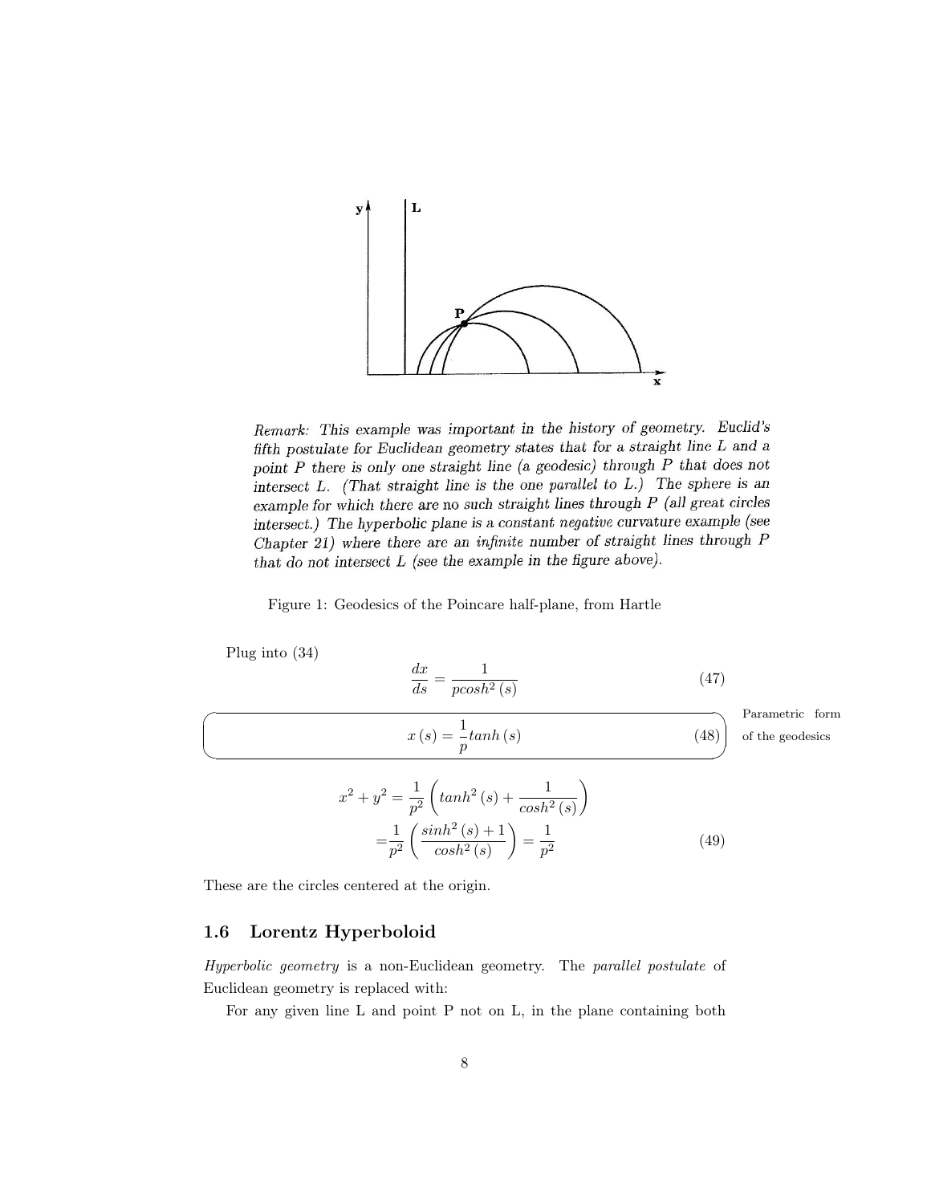Remark: This example was important in the history of geometry. Euclid's fifth postulate for Euclidean geometry states that for a straight line L and a point P there is only one straight line (a geodesic) through P that does not intersect L. (That straight line is the one parallel to L.) The sphere is an example for which there are no such straight lines through P (all great circles intersect.) The hyperbolic plane is a constant *negative* curvature example (see Chapter 21) where there are an *infinite* number of straight lines through P that do not intersect L (see the example in the figure above).

Figure 1: Geodesics of the Poincare half-plane, from Hartle

Plug into (34)

$$\frac{dx}{ds} = \frac{1}{p cosh^2(s)} \tag{47}$$

$$x(s) = \frac{1}{p} tanh(s) \tag{48}$$

Parametric form of the geodesics

$$\begin{aligned} x^2 + y^2 &= \frac{1}{p^2}\left(tanh^2(s) + \frac{1}{cosh^2(s)}\right) \\ &= \frac{1}{p^2}\left(\frac{sinh^2(s)+1}{cosh^2(s)}\right) = \frac{1}{p^2} \end{aligned} \tag{49}$$

These are the circles centered at the origin.

## 1.6 Lorentz Hyperboloid

*Hyperbolic geometry* is a non-Euclidean geometry. The *parallel postulate* of Euclidean geometry is replaced with:

For any given line L and point P not on L, in the plane containing both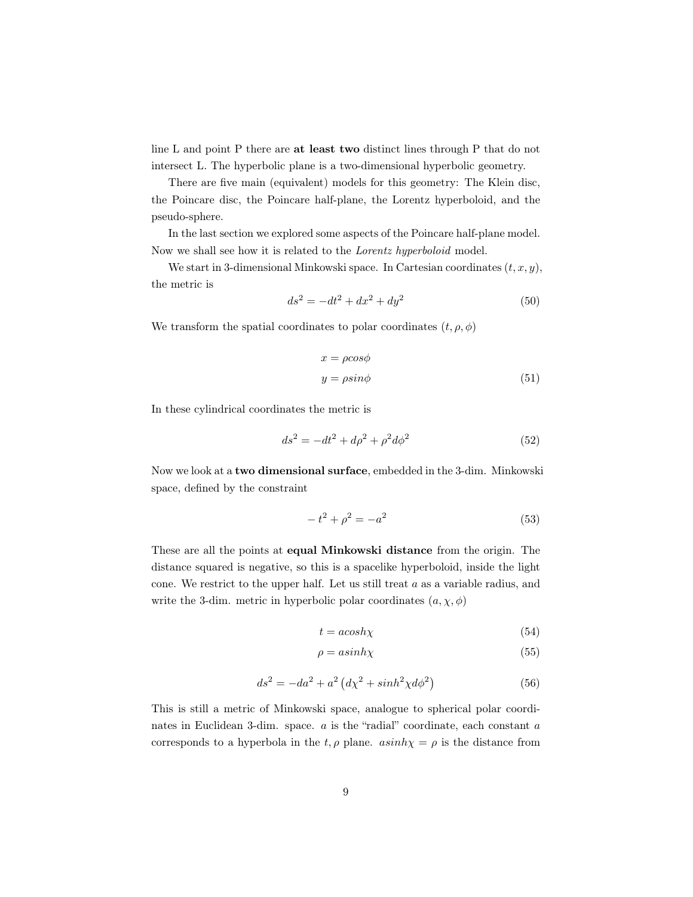line L and point P there are **at least two** distinct lines through P that do not intersect L. The hyperbolic plane is a two-dimensional hyperbolic geometry.

There are five main (equivalent) models for this geometry: The Klein disc, the Poincare disc, the Poincare half-plane, the Lorentz hyperboloid, and the pseudo-sphere.

In the last section we explored some aspects of the Poincare half-plane model. Now we shall see how it is related to the *Lorentz hyperboloid* model.

We start in 3-dimensional Minkowski space. In Cartesian coordinates $(t, x, y)$, the metric is

$$ds^2 = -dt^2 + dx^2 + dy^2 \tag{50}$$

We transform the spatial coordinates to polar coordinates $(t, \rho, \phi)$

$$\begin{aligned} x &= \rho cos\phi \\ y &= \rho sin\phi \end{aligned} \tag{51}$$

In these cylindrical coordinates the metric is

$$ds^2 = -dt^2 + d\rho^2 + \rho^2 d\phi^2 \tag{52}$$

Now we look at a **two dimensional surface**, embedded in the 3-dim. Minkowski space, defined by the constraint

$$-t^2 + \rho^2 = -a^2 \tag{53}$$

These are all the points at **equal Minkowski distance** from the origin. The distance squared is negative, so this is a spacelike hyperboloid, inside the light cone. We restrict to the upper half. Let us still treat $a$ as a variable radius, and write the 3-dim. metric in hyperbolic polar coordinates $(a, \chi, \phi)$

$$t = acosh\chi \tag{54}$$

$$\rho = asinh\chi \tag{55}$$

$$ds^2 = -da^2 + a^2 \left( d\chi^2 + sinh^2\chi d\phi^2 \right) \tag{56}$$

This is still a metric of Minkowski space, analogue to spherical polar coordinates in Euclidean 3-dim. space. $a$ is the "radial" coordinate, each constant $a$ corresponds to a hyperbola in the $t, \rho$ plane. $asinh\chi = \rho$ is the distance from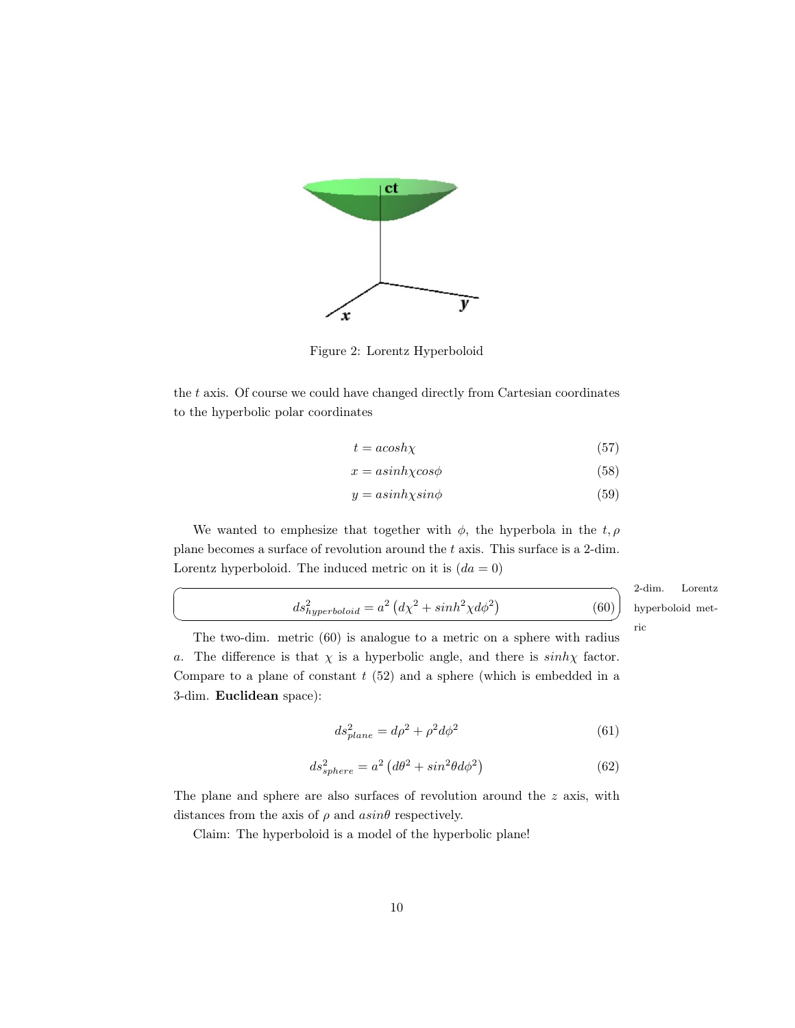Figure 2: Lorentz Hyperboloid

the $t$ axis. Of course we could have changed directly from Cartesian coordinates to the hyperbolic polar coordinates

$$t = a cosh\chi \tag{57}$$

$$x = a sinh\chi cos\phi \tag{58}$$

$$y = a sinh\chi sin\phi \tag{59}$$

We wanted to emphesize that together with $\phi$, the hyperbola in the $t, \rho$ plane becomes a surface of revolution around the $t$ axis. This surface is a 2-dim. Lorentz hyperboloid. The induced metric on it is ($da = 0$)

$$ds^2_{hyperboloid} = a^2 \left( d\chi^2 + sinh^2\chi d\phi^2 \right) \tag{60}$$

2-dim. Lorentz hyperboloid metric

The two-dim. metric (60) is analogue to a metric on a sphere with radius $a$. The difference is that $\chi$ is a hyperbolic angle, and there is $sinh\chi$ factor. Compare to a plane of constant $t$ (52) and a sphere (which is embedded in a 3-dim. **Euclidean** space):

$$ds^2_{plane} = d\rho^2 + \rho^2 d\phi^2 \tag{61}$$

$$ds^2_{sphere} = a^2 \left( d\theta^2 + sin^2\theta d\phi^2 \right) \tag{62}$$

The plane and sphere are also surfaces of revolution around the $z$ axis, with distances from the axis of $\rho$ and $a sin\theta$ respectively.

Claim: The hyperboloid is a model of the hyperbolic plane!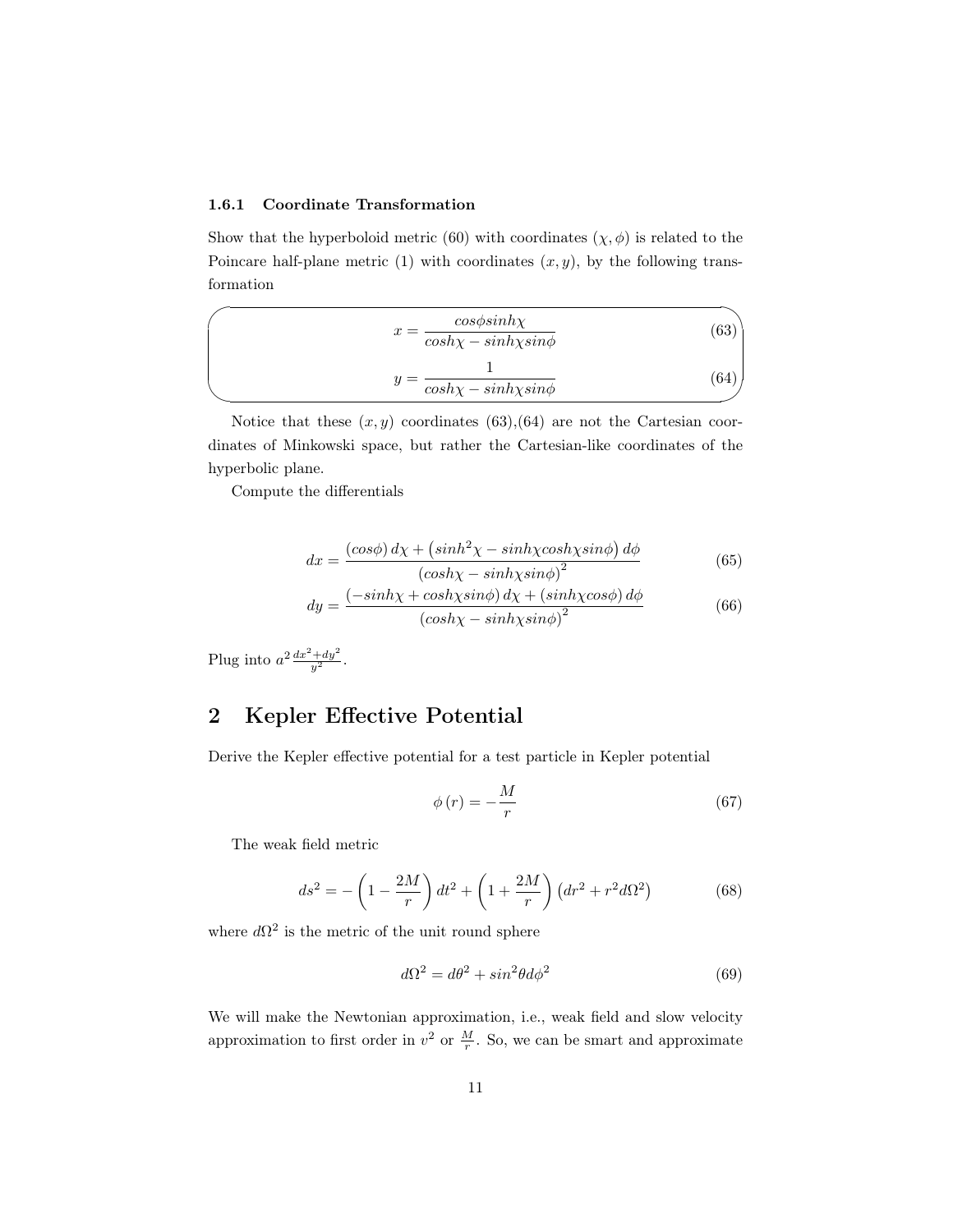### 1.6.1 Coordinate Transformation

Show that the hyperboloid metric (60) with coordinates $(\chi, \phi)$ is related to the Poincare half-plane metric (1) with coordinates $(x, y)$, by the following transformation

$$x = \frac{cos\phi sinh\chi}{cosh\chi - sinh\chi sin\phi} \tag{63}$$

$$y = \frac{1}{cosh\chi - sinh\chi sin\phi} \tag{64}$$

Notice that these $(x, y)$ coordinates (63),(64) are not the Cartesian coordinates of Minkowski space, but rather the Cartesian-like coordinates of the hyperbolic plane.

Compute the differentials

$$dx = \frac{(cos\phi)\, d\chi + \left(sinh^2\chi - sinh\chi cosh\chi sin\phi\right) d\phi}{\left(cosh\chi - sinh\chi sin\phi\right)^2} \tag{65}$$

$$dy = \frac{(-sinh\chi + cosh\chi sin\phi)\, d\chi + (sinh\chi cos\phi)\, d\phi}{\left(cosh\chi - sinh\chi sin\phi\right)^2} \tag{66}$$

Plug into $a^2 \frac{dx^2 + dy^2}{y^2}$.

## 2 Kepler Effective Potential

Derive the Kepler effective potential for a test particle in Kepler potential

$$\phi(r) = -\frac{M}{r} \tag{67}$$

The weak field metric

$$ds^2 = -\left(1 - \frac{2M}{r}\right) dt^2 + \left(1 + \frac{2M}{r}\right)\left(dr^2 + r^2 d\Omega^2\right) \tag{68}$$

where $d\Omega^2$ is the metric of the unit round sphere

$$d\Omega^2 = d\theta^2 + sin^2\theta d\phi^2 \tag{69}$$

We will make the Newtonian approximation, i.e., weak field and slow velocity approximation to first order in $v^2$ or $\frac{M}{r}$. So, we can be smart and approximate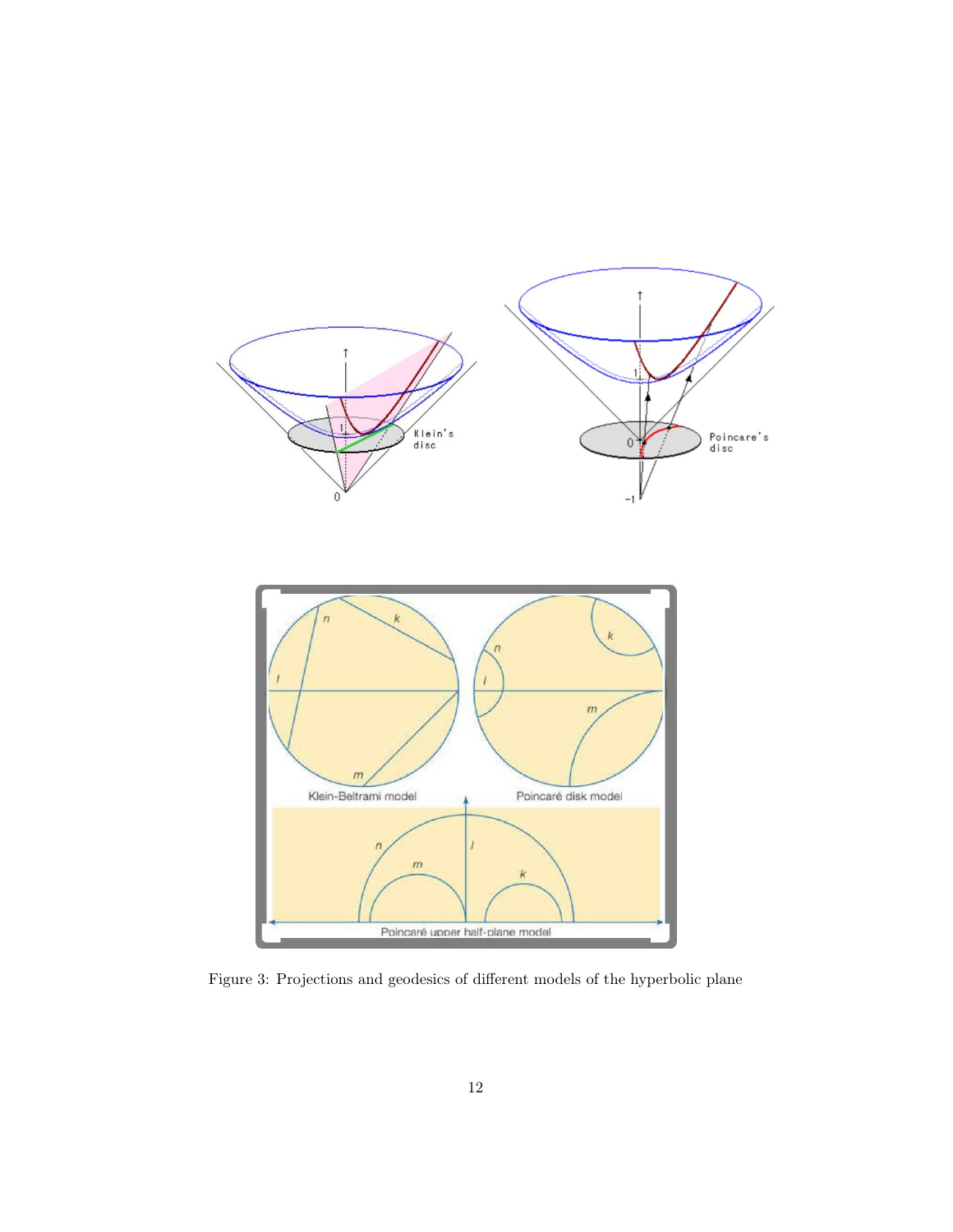Figure 3: Projections and geodesics of different models of the hyperbolic plane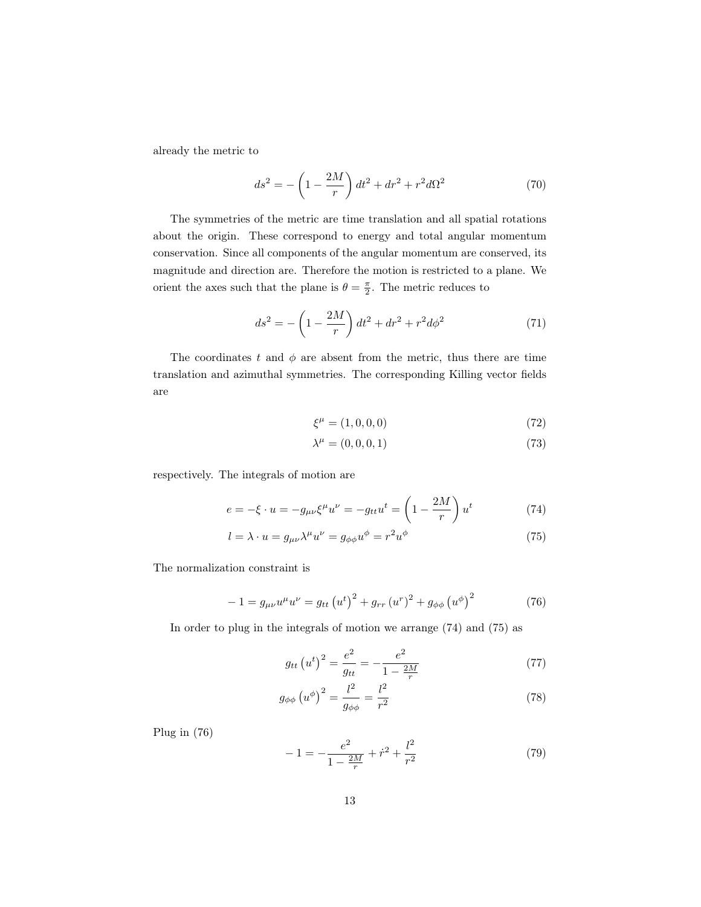already the metric to

$$ds^2 = -\left(1 - \frac{2M}{r}\right) dt^2 + dr^2 + r^2 d\Omega^2 \tag{70}$$

The symmetries of the metric are time translation and all spatial rotations about the origin. These correspond to energy and total angular momentum conservation. Since all components of the angular momentum are conserved, its magnitude and direction are. Therefore the motion is restricted to a plane. We orient the axes such that the plane is $\theta = \frac{\pi}{2}$. The metric reduces to

$$ds^2 = -\left(1 - \frac{2M}{r}\right) dt^2 + dr^2 + r^2 d\phi^2 \tag{71}$$

The coordinates $t$ and $\phi$ are absent from the metric, thus there are time translation and azimuthal symmetries. The corresponding Killing vector fields are

$$\xi^\mu = (1, 0, 0, 0) \tag{72}$$

$$\lambda^\mu = (0, 0, 0, 1) \tag{73}$$

respectively. The integrals of motion are

$$e = -\xi \cdot u = -g_{\mu\nu}\xi^\mu u^\nu = -g_{tt}u^t = \left(1 - \frac{2M}{r}\right) u^t \tag{74}$$

$$l = \lambda \cdot u = g_{\mu\nu}\lambda^\mu u^\nu = g_{\phi\phi}u^\phi = r^2 u^\phi \tag{75}$$

The normalization constraint is

$$-1 = g_{\mu\nu}u^\mu u^\nu = g_{tt}\left(u^t\right)^2 + g_{rr}\left(u^r\right)^2 + g_{\phi\phi}\left(u^\phi\right)^2 \tag{76}$$

In order to plug in the integrals of motion we arrange (74) and (75) as

$$g_{tt}\left(u^t\right)^2 = \frac{e^2}{g_{tt}} = -\frac{e^2}{1 - \frac{2M}{r}} \tag{77}$$

$$g_{\phi\phi}\left(u^\phi\right)^2 = \frac{l^2}{g_{\phi\phi}} = \frac{l^2}{r^2} \tag{78}$$

Plug in (76)

$$-1 = -\frac{e^2}{1 - \frac{2M}{r}} + \dot{r}^2 + \frac{l^2}{r^2} \tag{79}$$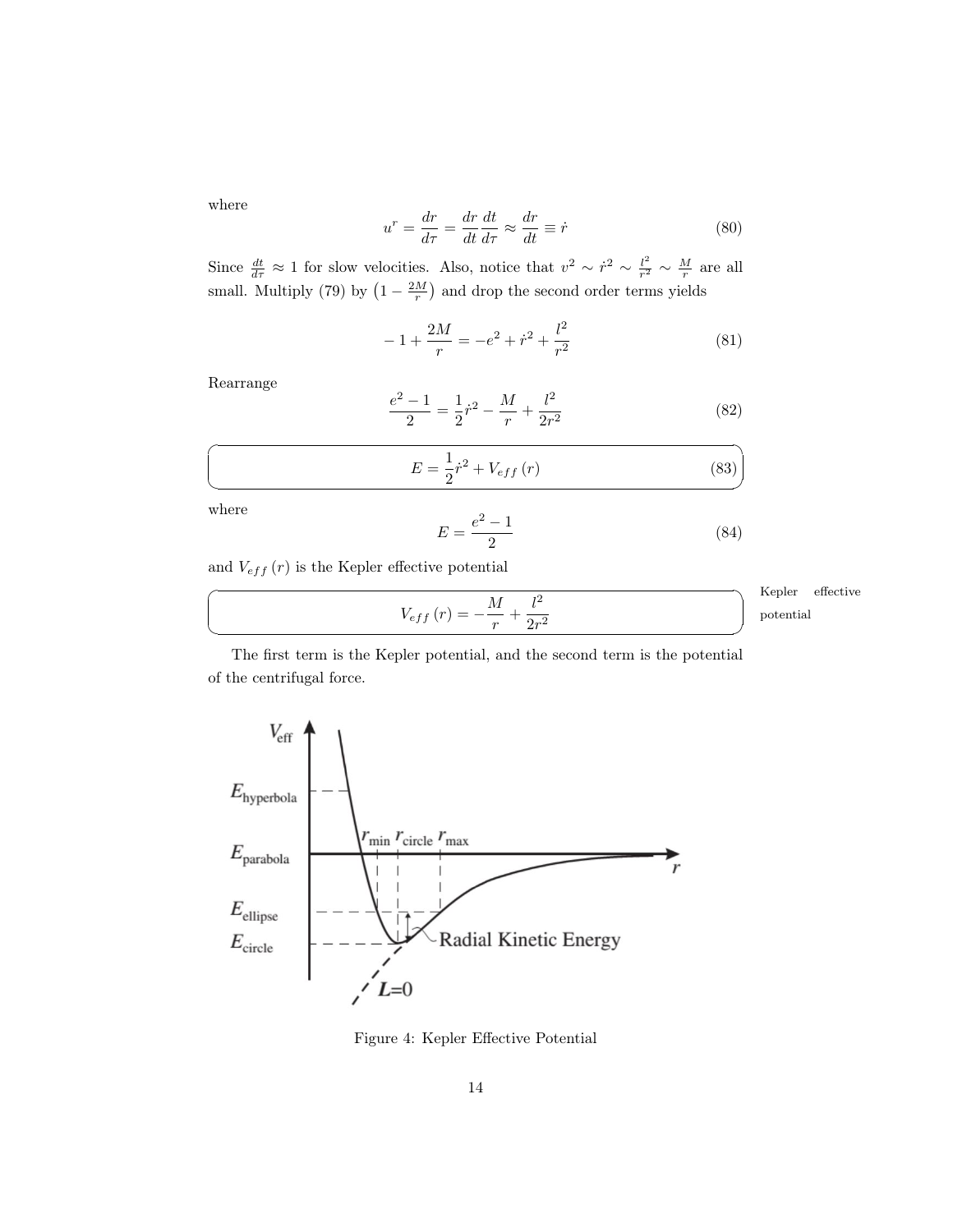where

$$u^r = \frac{dr}{d\tau} = \frac{dr}{dt}\frac{dt}{d\tau} \approx \frac{dr}{dt} \equiv \dot{r} \tag{80}$$

Since $\frac{dt}{d\tau} \approx 1$ for slow velocities. Also, notice that $v^2 \sim \dot{r}^2 \sim \frac{l^2}{r^2} \sim \frac{M}{r}$ are all small. Multiply (79) by $\left(1 - \frac{2M}{r}\right)$ and drop the second order terms yields

$$-1 + \frac{2M}{r} = -e^2 + \dot{r}^2 + \frac{l^2}{r^2} \tag{81}$$

Rearrange

$$\frac{e^2 - 1}{2} = \frac{1}{2}\dot{r}^2 - \frac{M}{r} + \frac{l^2}{2r^2} \tag{82}$$

$$E = \frac{1}{2}\dot{r}^2 + V_{eff}(r) \tag{83}$$

where

$$E = \frac{e^2 - 1}{2} \tag{84}$$

and $V_{eff}(r)$ is the Kepler effective potential

Kepler effective potential

$$V_{eff}(r) = -\frac{M}{r} + \frac{l^2}{2r^2}$$

The first term is the Kepler potential, and the second term is the potential of the centrifugal force.

$V_{\text{eff}}$

$E_{\text{hyperbola}}$

$E_{\text{parabola}}$

$E_{\text{ellipse}}$

$E_{\text{circle}}$

$r_{\text{min}}$ $r_{\text{circle}}$ $r_{\text{max}}$

$r$

Radial Kinetic Energy

$L$=0

Figure 4: Kepler Effective Potential